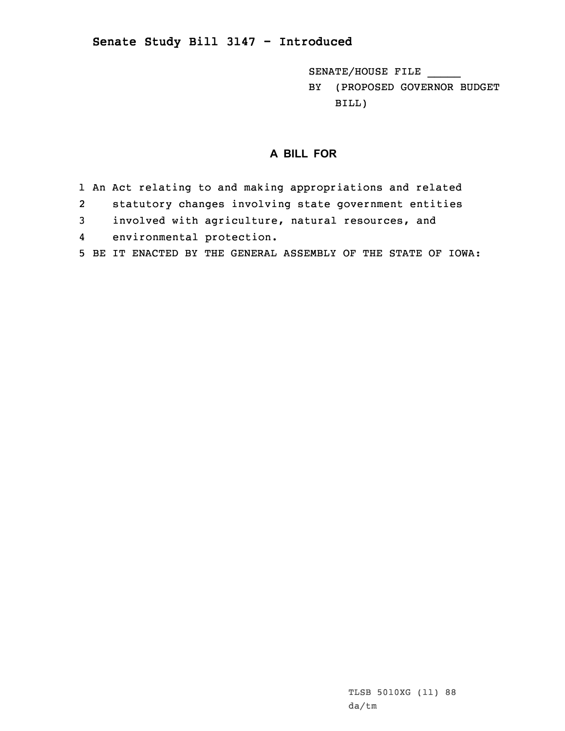**Senate Study Bill 3147 - Introduced**

SENATE/HOUSE FILE _____

BY (PROPOSED GOVERNOR BUDGET BILL)

## A BILL FOR

1 An Act relating to and making appropriations and related
2 statutory changes involving state government entities
3 involved with agriculture, natural resources, and
4 environmental protection.
5 BE IT ENACTED BY THE GENERAL ASSEMBLY OF THE STATE OF IOWA:

TLSB 5010XG (11) 88
da/tm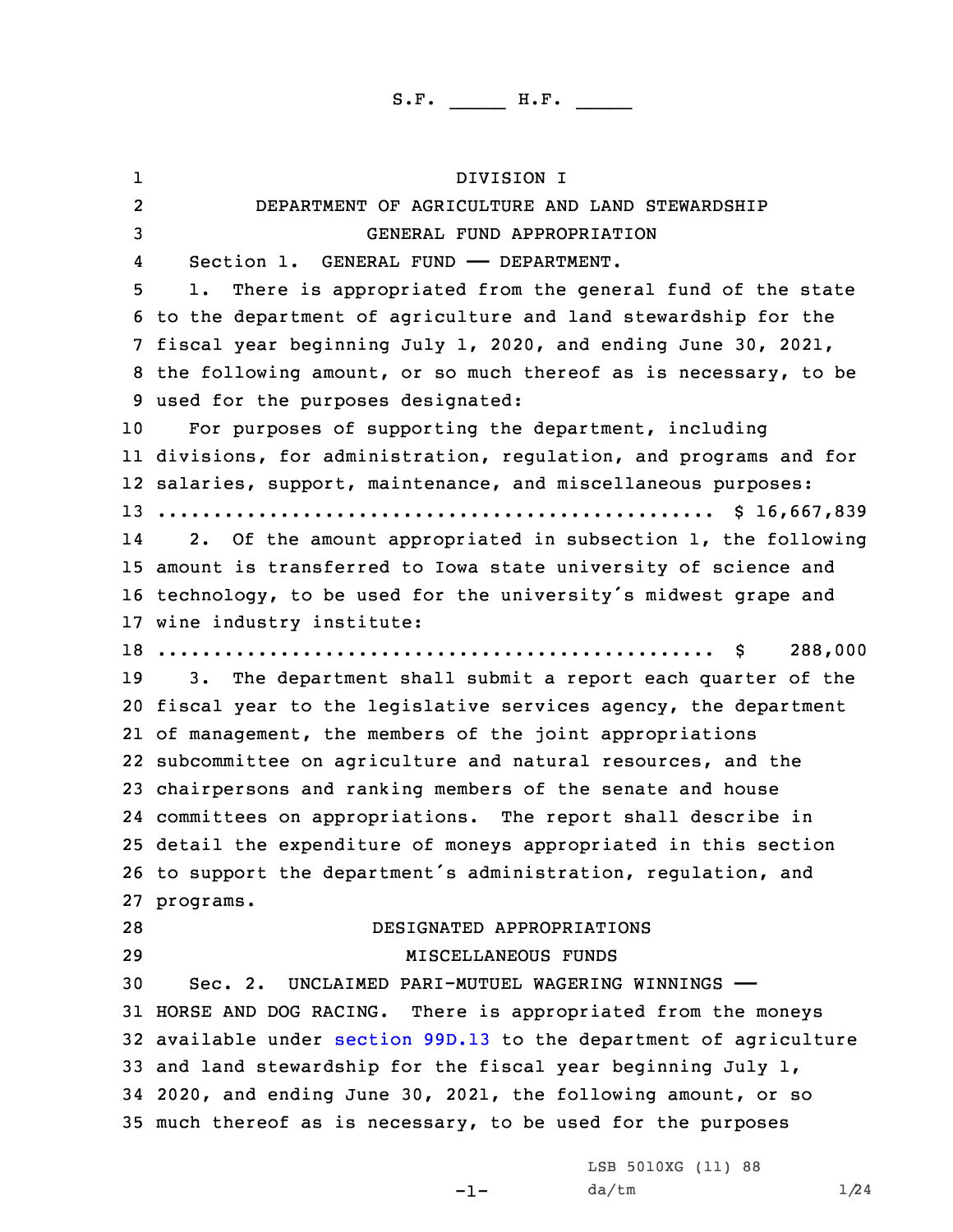S.F. _____ H.F. _____

DIVISION I

DEPARTMENT OF AGRICULTURE AND LAND STEWARDSHIP

GENERAL FUND APPROPRIATION

Section 1. GENERAL FUND —— DEPARTMENT.

1. There is appropriated from the general fund of the state to the department of agriculture and land stewardship for the fiscal year beginning July 1, 2020, and ending June 30, 2021, the following amount, or so much thereof as is necessary, to be used for the purposes designated:

For purposes of supporting the department, including divisions, for administration, regulation, and programs and for salaries, support, maintenance, and miscellaneous purposes:
.................................................. $ 16,667,839

2. Of the amount appropriated in subsection 1, the following amount is transferred to Iowa state university of science and technology, to be used for the university's midwest grape and wine industry institute:
.................................................. $ 288,000

3. The department shall submit a report each quarter of the fiscal year to the legislative services agency, the department of management, the members of the joint appropriations subcommittee on agriculture and natural resources, and the chairpersons and ranking members of the senate and house committees on appropriations. The report shall describe in detail the expenditure of moneys appropriated in this section to support the department's administration, regulation, and programs.

DESIGNATED APPROPRIATIONS

MISCELLANEOUS FUNDS

Sec. 2. UNCLAIMED PARI-MUTUEL WAGERING WINNINGS —— HORSE AND DOG RACING. There is appropriated from the moneys available under section 99D.13 to the department of agriculture and land stewardship for the fiscal year beginning July 1, 2020, and ending June 30, 2021, the following amount, or so much thereof as is necessary, to be used for the purposes

LSB 5010XG (11) 88
da/tm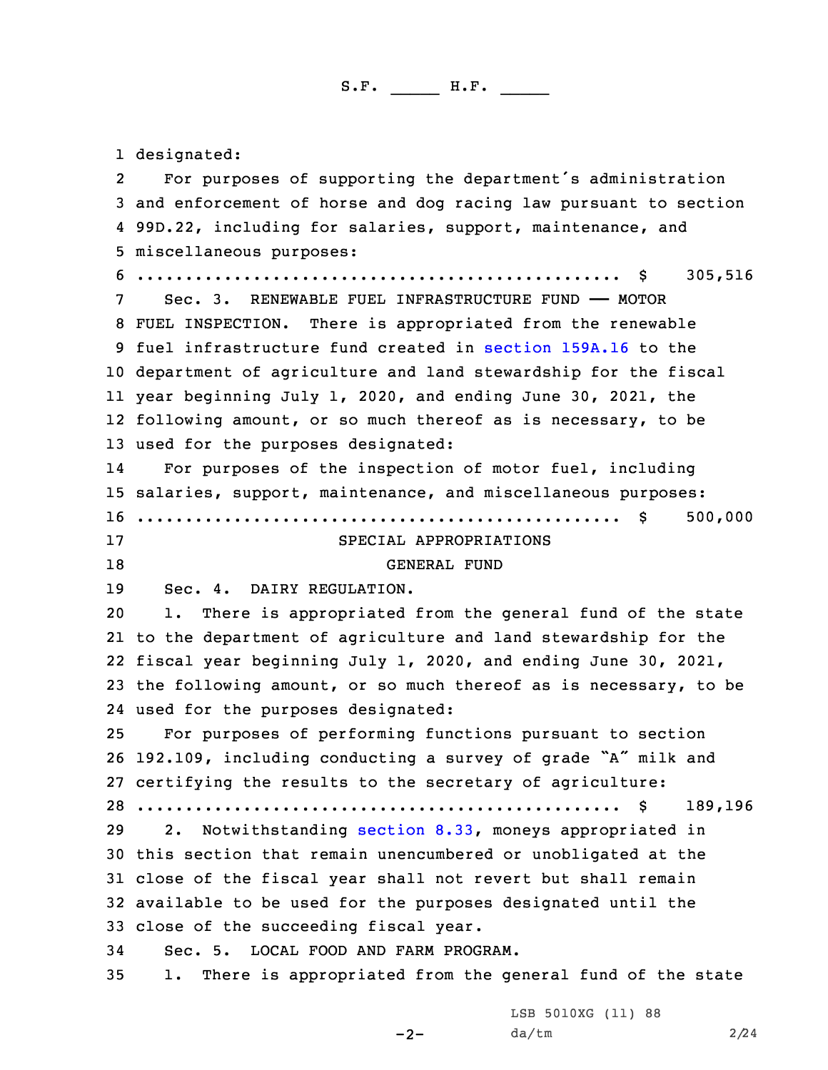designated:

For purposes of supporting the department's administration and enforcement of horse and dog racing law pursuant to section 99D.22, including for salaries, support, maintenance, and miscellaneous purposes:

.................................................. $ 305,516

Sec. 3. RENEWABLE FUEL INFRASTRUCTURE FUND —— MOTOR FUEL INSPECTION. There is appropriated from the renewable fuel infrastructure fund created in section 159A.16 to the department of agriculture and land stewardship for the fiscal year beginning July 1, 2020, and ending June 30, 2021, the following amount, or so much thereof as is necessary, to be used for the purposes designated:

For purposes of the inspection of motor fuel, including salaries, support, maintenance, and miscellaneous purposes:

.................................................. $ 500,000

SPECIAL APPROPRIATIONS

GENERAL FUND

Sec. 4. DAIRY REGULATION.

1. There is appropriated from the general fund of the state to the department of agriculture and land stewardship for the fiscal year beginning July 1, 2020, and ending June 30, 2021, the following amount, or so much thereof as is necessary, to be used for the purposes designated:

For purposes of performing functions pursuant to section 192.109, including conducting a survey of grade "A" milk and certifying the results to the secretary of agriculture:

.................................................. $ 189,196

2. Notwithstanding section 8.33, moneys appropriated in this section that remain unencumbered or unobligated at the close of the fiscal year shall not revert but shall remain available to be used for the purposes designated until the close of the succeeding fiscal year.

Sec. 5. LOCAL FOOD AND FARM PROGRAM.

1. There is appropriated from the general fund of the state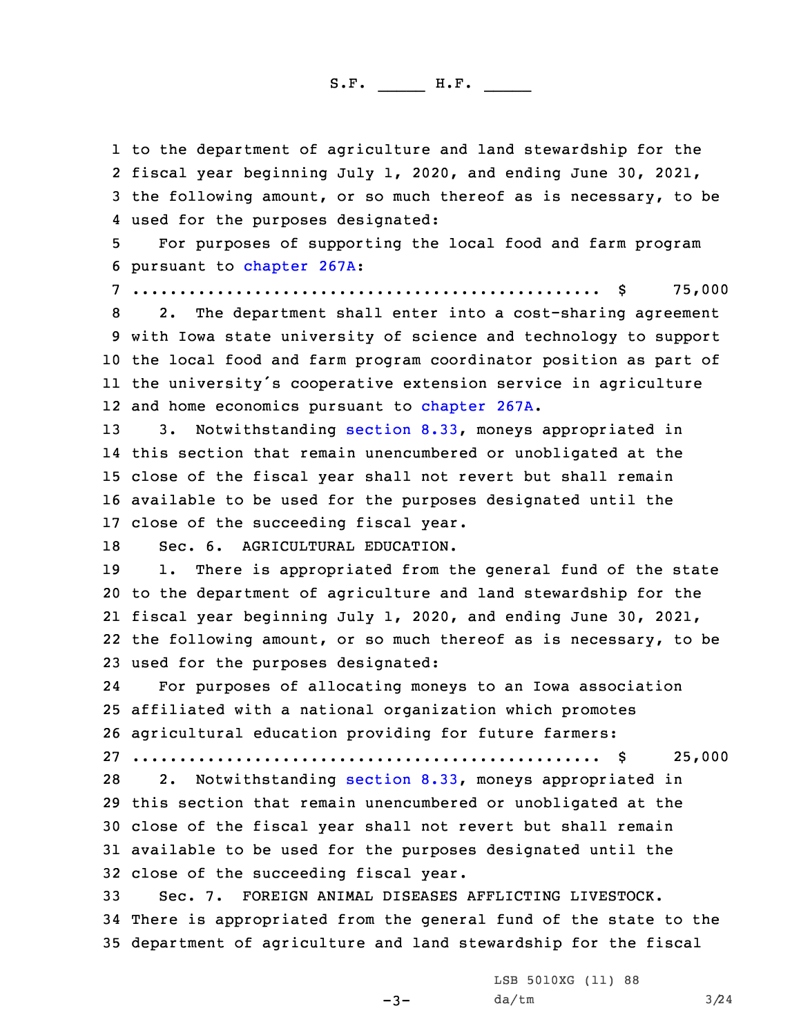to the department of agriculture and land stewardship for the fiscal year beginning July 1, 2020, and ending June 30, 2021, the following amount, or so much thereof as is necessary, to be used for the purposes designated:

For purposes of supporting the local food and farm program pursuant to chapter 267A:

.................................................. $ 75,000

2. The department shall enter into a cost-sharing agreement with Iowa state university of science and technology to support the local food and farm program coordinator position as part of the university's cooperative extension service in agriculture and home economics pursuant to chapter 267A.

3. Notwithstanding section 8.33, moneys appropriated in this section that remain unencumbered or unobligated at the close of the fiscal year shall not revert but shall remain available to be used for the purposes designated until the close of the succeeding fiscal year.

Sec. 6. AGRICULTURAL EDUCATION.

1. There is appropriated from the general fund of the state to the department of agriculture and land stewardship for the fiscal year beginning July 1, 2020, and ending June 30, 2021, the following amount, or so much thereof as is necessary, to be used for the purposes designated:

For purposes of allocating moneys to an Iowa association affiliated with a national organization which promotes agricultural education providing for future farmers:

.................................................. $ 25,000

2. Notwithstanding section 8.33, moneys appropriated in this section that remain unencumbered or unobligated at the close of the fiscal year shall not revert but shall remain available to be used for the purposes designated until the close of the succeeding fiscal year.

Sec. 7. FOREIGN ANIMAL DISEASES AFFLICTING LIVESTOCK. There is appropriated from the general fund of the state to the department of agriculture and land stewardship for the fiscal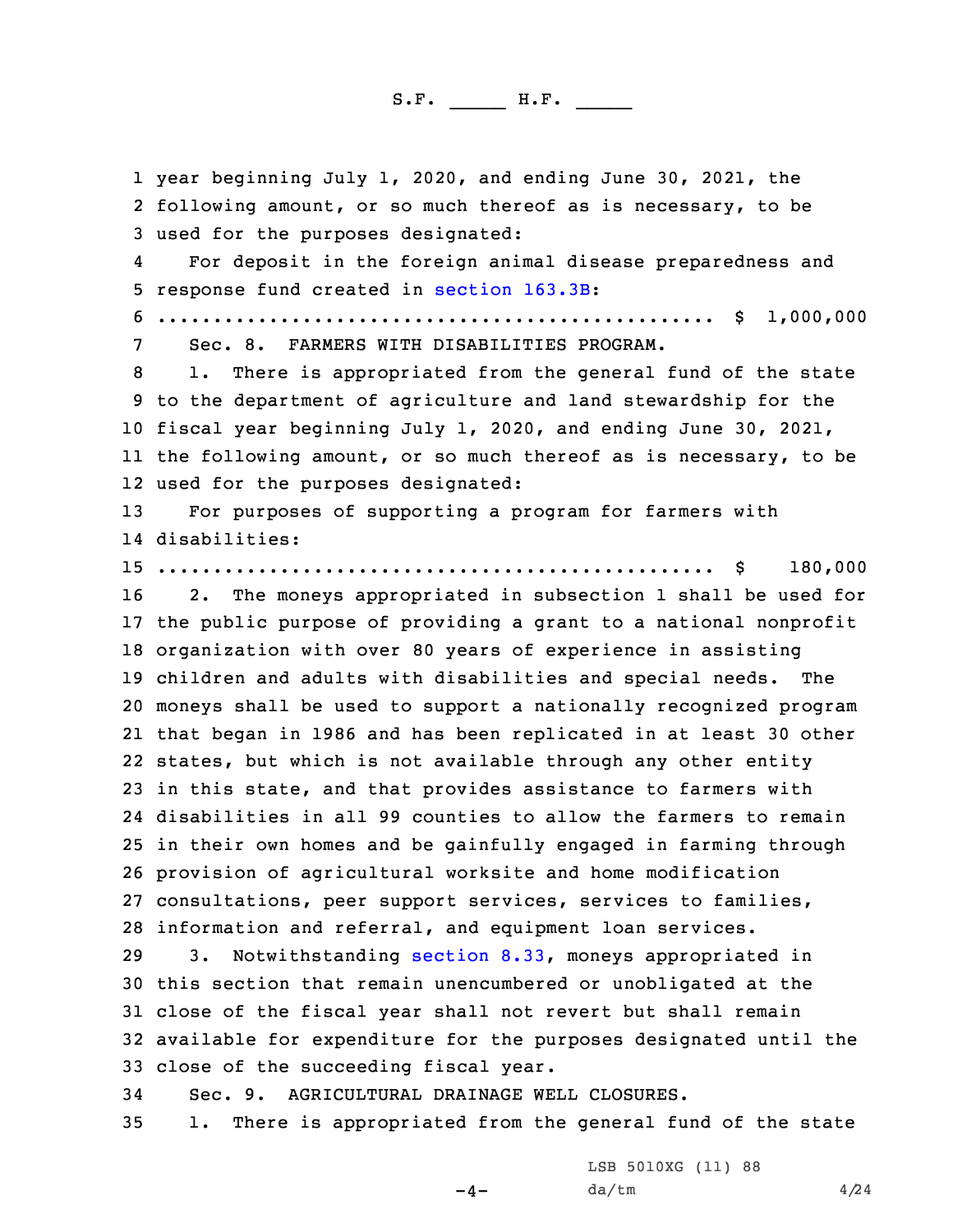year beginning July 1, 2020, and ending June 30, 2021, the following amount, or so much thereof as is necessary, to be used for the purposes designated:

For deposit in the foreign animal disease preparedness and response fund created in section 163.3B:

.................................................. $ 1,000,000

Sec. 8. FARMERS WITH DISABILITIES PROGRAM.

1. There is appropriated from the general fund of the state to the department of agriculture and land stewardship for the fiscal year beginning July 1, 2020, and ending June 30, 2021, the following amount, or so much thereof as is necessary, to be used for the purposes designated:

For purposes of supporting a program for farmers with disabilities:

.................................................. $ 180,000

2. The moneys appropriated in subsection 1 shall be used for the public purpose of providing a grant to a national nonprofit organization with over 80 years of experience in assisting children and adults with disabilities and special needs. The moneys shall be used to support a nationally recognized program that began in 1986 and has been replicated in at least 30 other states, but which is not available through any other entity in this state, and that provides assistance to farmers with disabilities in all 99 counties to allow the farmers to remain in their own homes and be gainfully engaged in farming through provision of agricultural worksite and home modification consultations, peer support services, services to families, information and referral, and equipment loan services.

3. Notwithstanding section 8.33, moneys appropriated in this section that remain unencumbered or unobligated at the close of the fiscal year shall not revert but shall remain available for expenditure for the purposes designated until the close of the succeeding fiscal year.

Sec. 9. AGRICULTURAL DRAINAGE WELL CLOSURES.

1. There is appropriated from the general fund of the state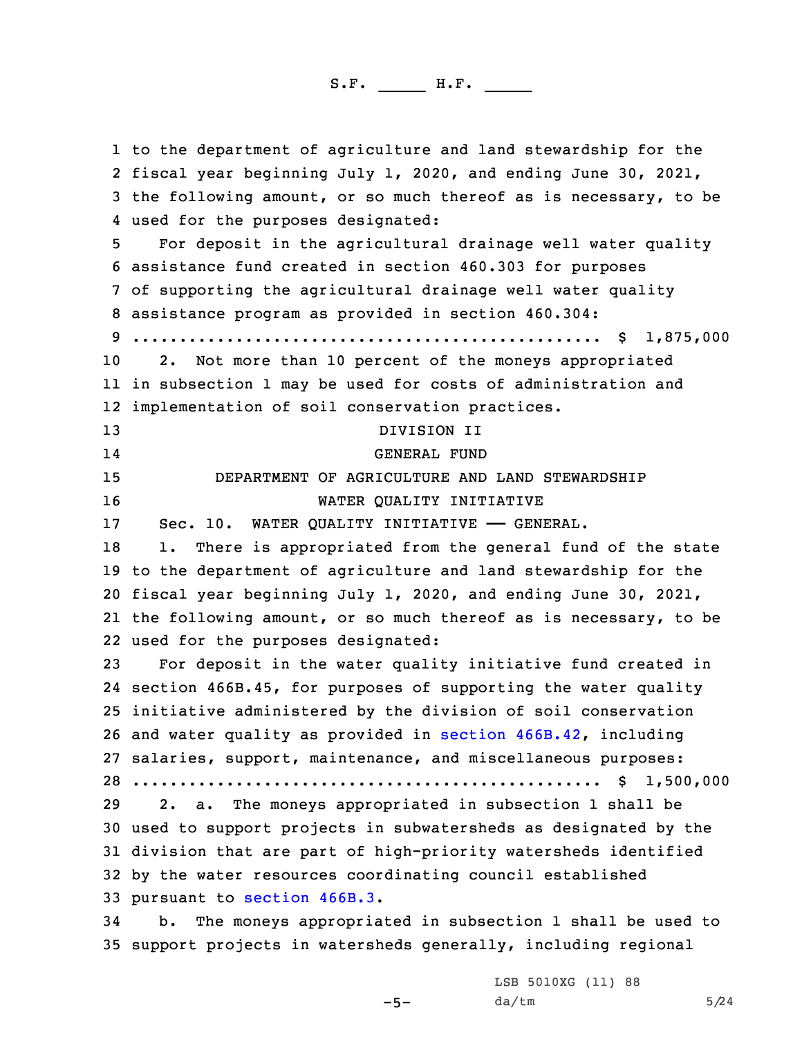to the department of agriculture and land stewardship for the fiscal year beginning July 1, 2020, and ending June 30, 2021, the following amount, or so much thereof as is necessary, to be used for the purposes designated:

For deposit in the agricultural drainage well water quality assistance fund created in section 460.303 for purposes of supporting the agricultural drainage well water quality assistance program as provided in section 460.304:
.................................................. $ 1,875,000

2. Not more than 10 percent of the moneys appropriated in subsection 1 may be used for costs of administration and implementation of soil conservation practices.

DIVISION II

GENERAL FUND

DEPARTMENT OF AGRICULTURE AND LAND STEWARDSHIP

WATER QUALITY INITIATIVE

Sec. 10. WATER QUALITY INITIATIVE —— GENERAL.

1. There is appropriated from the general fund of the state to the department of agriculture and land stewardship for the fiscal year beginning July 1, 2020, and ending June 30, 2021, the following amount, or so much thereof as is necessary, to be used for the purposes designated:

For deposit in the water quality initiative fund created in section 466B.45, for purposes of supporting the water quality initiative administered by the division of soil conservation and water quality as provided in section 466B.42, including salaries, support, maintenance, and miscellaneous purposes:
.................................................. $ 1,500,000

2. a. The moneys appropriated in subsection 1 shall be used to support projects in subwatersheds as designated by the division that are part of high-priority watersheds identified by the water resources coordinating council established pursuant to section 466B.3.

b. The moneys appropriated in subsection 1 shall be used to support projects in watersheds generally, including regional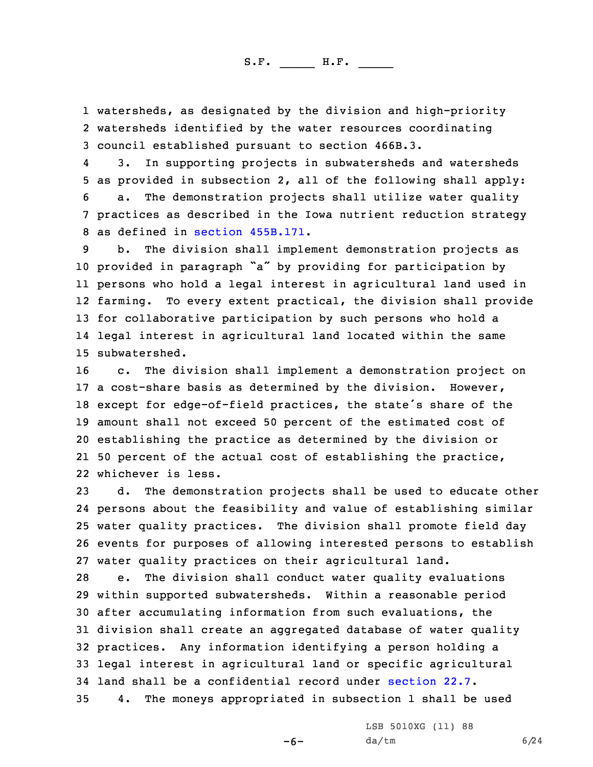watersheds, as designated by the division and high-priority watersheds identified by the water resources coordinating council established pursuant to section 466B.3.

3. In supporting projects in subwatersheds and watersheds as provided in subsection 2, all of the following shall apply:

a. The demonstration projects shall utilize water quality practices as described in the Iowa nutrient reduction strategy as defined in section 455B.171.

b. The division shall implement demonstration projects as provided in paragraph "a" by providing for participation by persons who hold a legal interest in agricultural land used in farming. To every extent practical, the division shall provide for collaborative participation by such persons who hold a legal interest in agricultural land located within the same subwatershed.

c. The division shall implement a demonstration project on a cost-share basis as determined by the division. However, except for edge-of-field practices, the state's share of the amount shall not exceed 50 percent of the estimated cost of establishing the practice as determined by the division or 50 percent of the actual cost of establishing the practice, whichever is less.

d. The demonstration projects shall be used to educate other persons about the feasibility and value of establishing similar water quality practices. The division shall promote field day events for purposes of allowing interested persons to establish water quality practices on their agricultural land.

e. The division shall conduct water quality evaluations within supported subwatersheds. Within a reasonable period after accumulating information from such evaluations, the division shall create an aggregated database of water quality practices. Any information identifying a person holding a legal interest in agricultural land or specific agricultural land shall be a confidential record under section 22.7.

4. The moneys appropriated in subsection 1 shall be used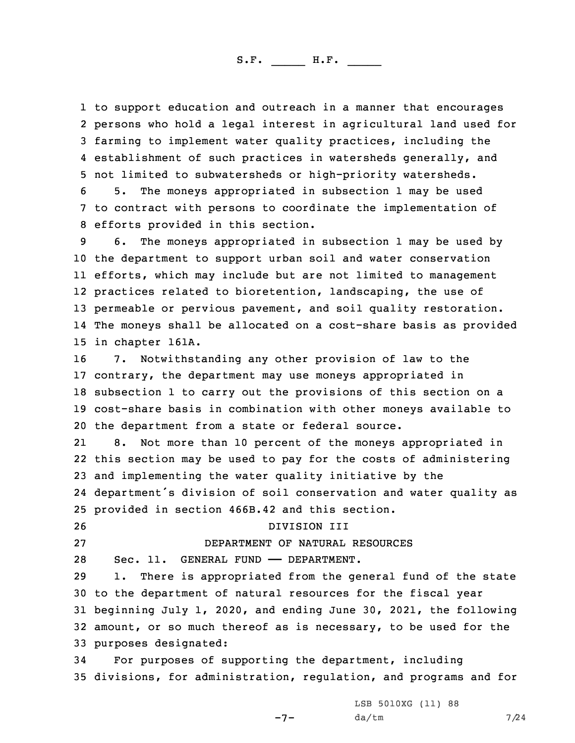to support education and outreach in a manner that encourages persons who hold a legal interest in agricultural land used for farming to implement water quality practices, including the establishment of such practices in watersheds generally, and not limited to subwatersheds or high-priority watersheds.

5. The moneys appropriated in subsection 1 may be used to contract with persons to coordinate the implementation of efforts provided in this section.

6. The moneys appropriated in subsection 1 may be used by the department to support urban soil and water conservation efforts, which may include but are not limited to management practices related to bioretention, landscaping, the use of permeable or pervious pavement, and soil quality restoration. The moneys shall be allocated on a cost-share basis as provided in chapter 161A.

7. Notwithstanding any other provision of law to the contrary, the department may use moneys appropriated in subsection 1 to carry out the provisions of this section on a cost-share basis in combination with other moneys available to the department from a state or federal source.

8. Not more than 10 percent of the moneys appropriated in this section may be used to pay for the costs of administering and implementing the water quality initiative by the department's division of soil conservation and water quality as provided in section 466B.42 and this section.

DIVISION III

DEPARTMENT OF NATURAL RESOURCES

Sec. 11. GENERAL FUND —— DEPARTMENT.

1. There is appropriated from the general fund of the state to the department of natural resources for the fiscal year beginning July 1, 2020, and ending June 30, 2021, the following amount, or so much thereof as is necessary, to be used for the purposes designated:

For purposes of supporting the department, including divisions, for administration, regulation, and programs and for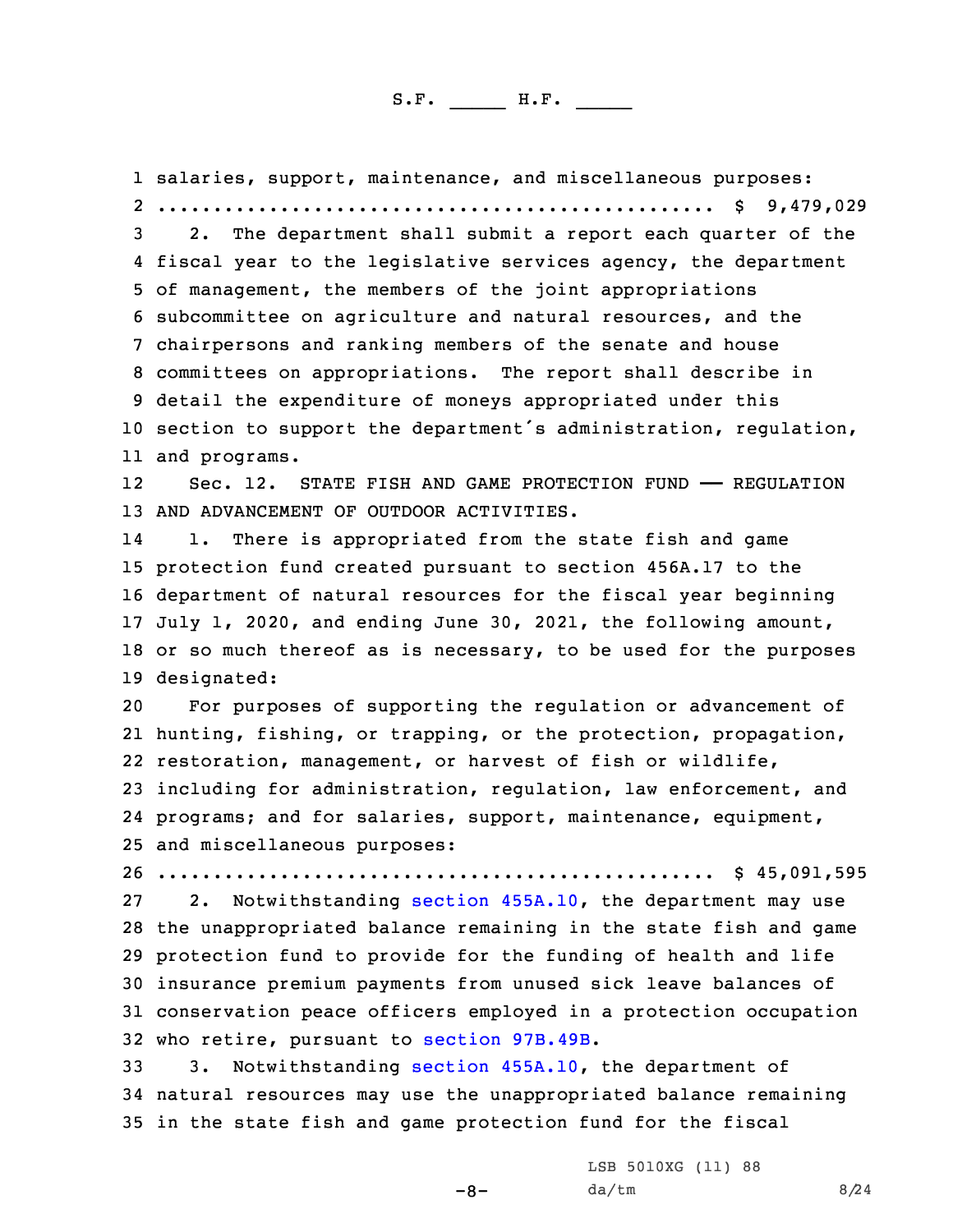salaries, support, maintenance, and miscellaneous purposes:
.................................................. $ 9,479,029

2. The department shall submit a report each quarter of the fiscal year to the legislative services agency, the department of management, the members of the joint appropriations subcommittee on agriculture and natural resources, and the chairpersons and ranking members of the senate and house committees on appropriations. The report shall describe in detail the expenditure of moneys appropriated under this section to support the department's administration, regulation, and programs.

Sec. 12. STATE FISH AND GAME PROTECTION FUND —— REGULATION AND ADVANCEMENT OF OUTDOOR ACTIVITIES.

1. There is appropriated from the state fish and game protection fund created pursuant to section 456A.17 to the department of natural resources for the fiscal year beginning July 1, 2020, and ending June 30, 2021, the following amount, or so much thereof as is necessary, to be used for the purposes designated:

For purposes of supporting the regulation or advancement of hunting, fishing, or trapping, or the protection, propagation, restoration, management, or harvest of fish or wildlife, including for administration, regulation, law enforcement, and programs; and for salaries, support, maintenance, equipment, and miscellaneous purposes:
.................................................. $ 45,091,595

2. Notwithstanding section 455A.10, the department may use the unappropriated balance remaining in the state fish and game protection fund to provide for the funding of health and life insurance premium payments from unused sick leave balances of conservation peace officers employed in a protection occupation who retire, pursuant to section 97B.49B.

3. Notwithstanding section 455A.10, the department of natural resources may use the unappropriated balance remaining in the state fish and game protection fund for the fiscal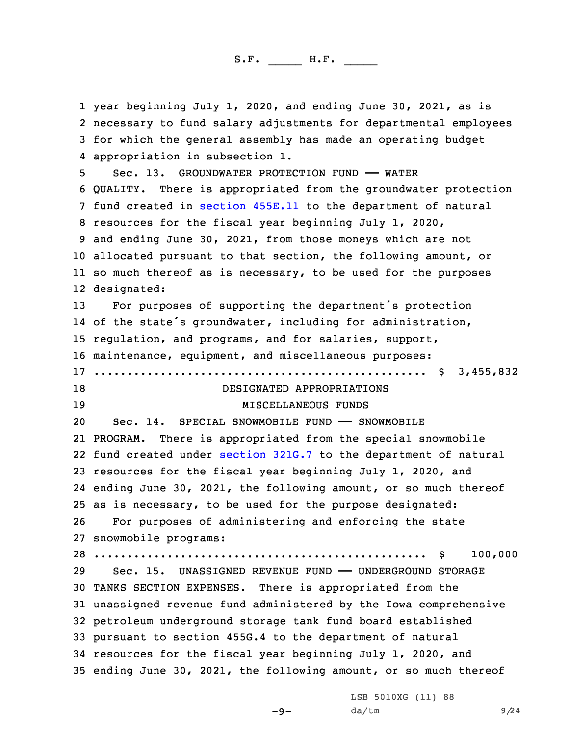year beginning July 1, 2020, and ending June 30, 2021, as is necessary to fund salary adjustments for departmental employees for which the general assembly has made an operating budget appropriation in subsection 1.

Sec. 13. GROUNDWATER PROTECTION FUND —— WATER QUALITY. There is appropriated from the groundwater protection fund created in section 455E.11 to the department of natural resources for the fiscal year beginning July 1, 2020, and ending June 30, 2021, from those moneys which are not allocated pursuant to that section, the following amount, or so much thereof as is necessary, to be used for the purposes designated:

For purposes of supporting the department's protection of the state's groundwater, including for administration, regulation, and programs, and for salaries, support, maintenance, equipment, and miscellaneous purposes:

.................................................. $ 3,455,832

DESIGNATED APPROPRIATIONS

MISCELLANEOUS FUNDS

Sec. 14. SPECIAL SNOWMOBILE FUND —— SNOWMOBILE PROGRAM. There is appropriated from the special snowmobile fund created under section 321G.7 to the department of natural resources for the fiscal year beginning July 1, 2020, and ending June 30, 2021, the following amount, or so much thereof as is necessary, to be used for the purpose designated:

For purposes of administering and enforcing the state snowmobile programs:

.................................................. $ 100,000

Sec. 15. UNASSIGNED REVENUE FUND —— UNDERGROUND STORAGE TANKS SECTION EXPENSES. There is appropriated from the unassigned revenue fund administered by the Iowa comprehensive petroleum underground storage tank fund board established pursuant to section 455G.4 to the department of natural resources for the fiscal year beginning July 1, 2020, and ending June 30, 2021, the following amount, or so much thereof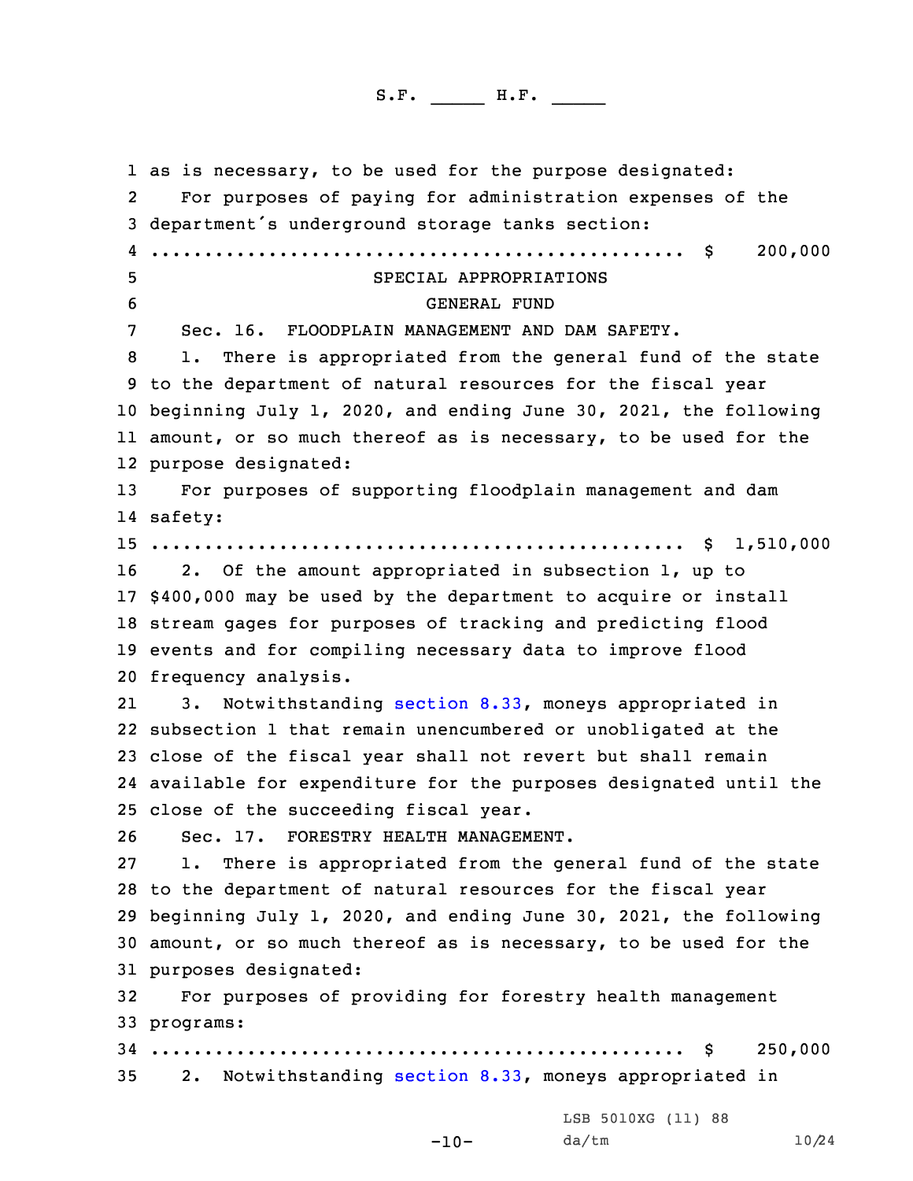as is necessary, to be used for the purpose designated:

For purposes of paying for administration expenses of the department's underground storage tanks section:

.................................................. $ 200,000

SPECIAL APPROPRIATIONS

GENERAL FUND

Sec. 16. FLOODPLAIN MANAGEMENT AND DAM SAFETY.

1. There is appropriated from the general fund of the state to the department of natural resources for the fiscal year beginning July 1, 2020, and ending June 30, 2021, the following amount, or so much thereof as is necessary, to be used for the purpose designated:

For purposes of supporting floodplain management and dam safety:

.................................................. $ 1,510,000

2. Of the amount appropriated in subsection 1, up to $400,000 may be used by the department to acquire or install stream gages for purposes of tracking and predicting flood events and for compiling necessary data to improve flood frequency analysis.

3. Notwithstanding section 8.33, moneys appropriated in subsection 1 that remain unencumbered or unobligated at the close of the fiscal year shall not revert but shall remain available for expenditure for the purposes designated until the close of the succeeding fiscal year.

Sec. 17. FORESTRY HEALTH MANAGEMENT.

1. There is appropriated from the general fund of the state to the department of natural resources for the fiscal year beginning July 1, 2020, and ending June 30, 2021, the following amount, or so much thereof as is necessary, to be used for the purposes designated:

For purposes of providing for forestry health management programs:

.................................................. $ 250,000

2. Notwithstanding section 8.33, moneys appropriated in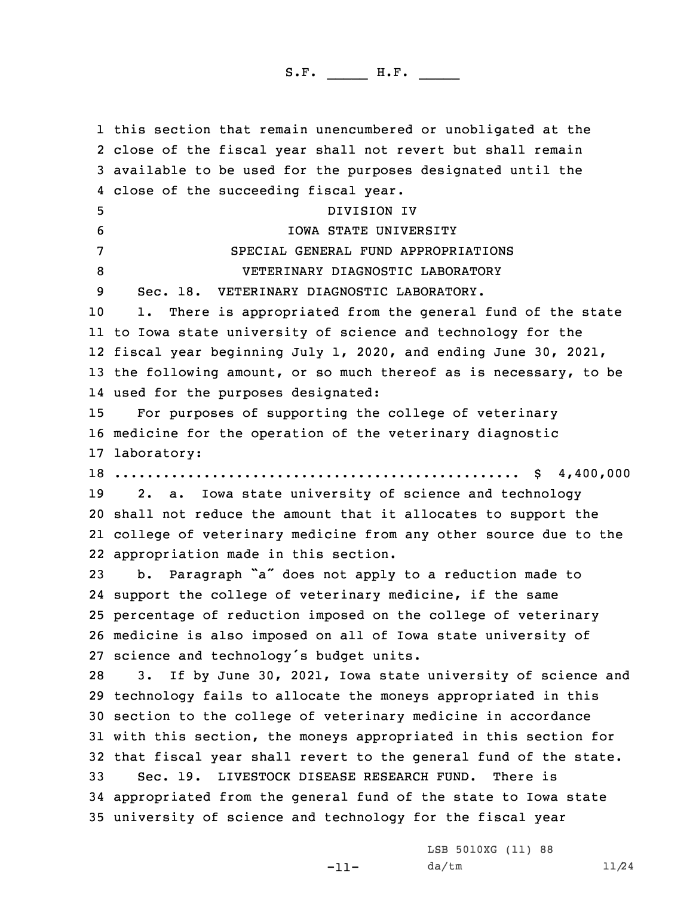this section that remain unencumbered or unobligated at the close of the fiscal year shall not revert but shall remain available to be used for the purposes designated until the close of the succeeding fiscal year.

DIVISION IV

IOWA STATE UNIVERSITY

SPECIAL GENERAL FUND APPROPRIATIONS

VETERINARY DIAGNOSTIC LABORATORY

Sec. 18. VETERINARY DIAGNOSTIC LABORATORY.

1. There is appropriated from the general fund of the state to Iowa state university of science and technology for the fiscal year beginning July 1, 2020, and ending June 30, 2021, the following amount, or so much thereof as is necessary, to be used for the purposes designated:

For purposes of supporting the college of veterinary medicine for the operation of the veterinary diagnostic laboratory:

.................................................. $ 4,400,000

2. a. Iowa state university of science and technology shall not reduce the amount that it allocates to support the college of veterinary medicine from any other source due to the appropriation made in this section.

b. Paragraph "a" does not apply to a reduction made to support the college of veterinary medicine, if the same percentage of reduction imposed on the college of veterinary medicine is also imposed on all of Iowa state university of science and technology's budget units.

3. If by June 30, 2021, Iowa state university of science and technology fails to allocate the moneys appropriated in this section to the college of veterinary medicine in accordance with this section, the moneys appropriated in this section for that fiscal year shall revert to the general fund of the state.

Sec. 19. LIVESTOCK DISEASE RESEARCH FUND. There is appropriated from the general fund of the state to Iowa state university of science and technology for the fiscal year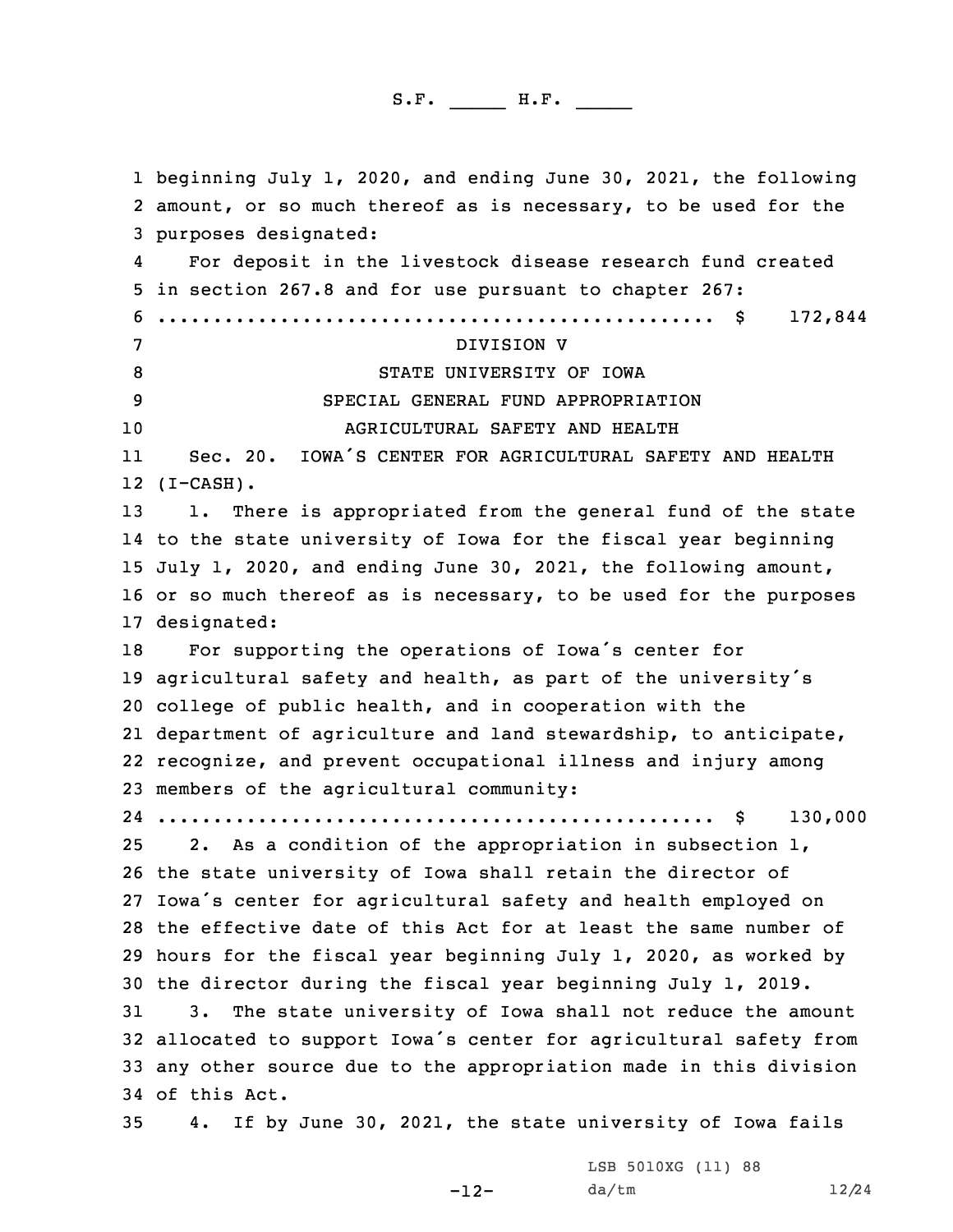beginning July 1, 2020, and ending June 30, 2021, the following amount, or so much thereof as is necessary, to be used for the purposes designated:

For deposit in the livestock disease research fund created in section 267.8 and for use pursuant to chapter 267:

.................................................. $ 172,844

DIVISION V

STATE UNIVERSITY OF IOWA

SPECIAL GENERAL FUND APPROPRIATION

AGRICULTURAL SAFETY AND HEALTH

Sec. 20. IOWA´S CENTER FOR AGRICULTURAL SAFETY AND HEALTH (I-CASH).

1. There is appropriated from the general fund of the state to the state university of Iowa for the fiscal year beginning July 1, 2020, and ending June 30, 2021, the following amount, or so much thereof as is necessary, to be used for the purposes designated:

For supporting the operations of Iowa´s center for agricultural safety and health, as part of the university´s college of public health, and in cooperation with the department of agriculture and land stewardship, to anticipate, recognize, and prevent occupational illness and injury among members of the agricultural community:

.................................................. $ 130,000

2. As a condition of the appropriation in subsection 1, the state university of Iowa shall retain the director of Iowa´s center for agricultural safety and health employed on the effective date of this Act for at least the same number of hours for the fiscal year beginning July 1, 2020, as worked by the director during the fiscal year beginning July 1, 2019.

3. The state university of Iowa shall not reduce the amount allocated to support Iowa´s center for agricultural safety from any other source due to the appropriation made in this division of this Act.

4. If by June 30, 2021, the state university of Iowa fails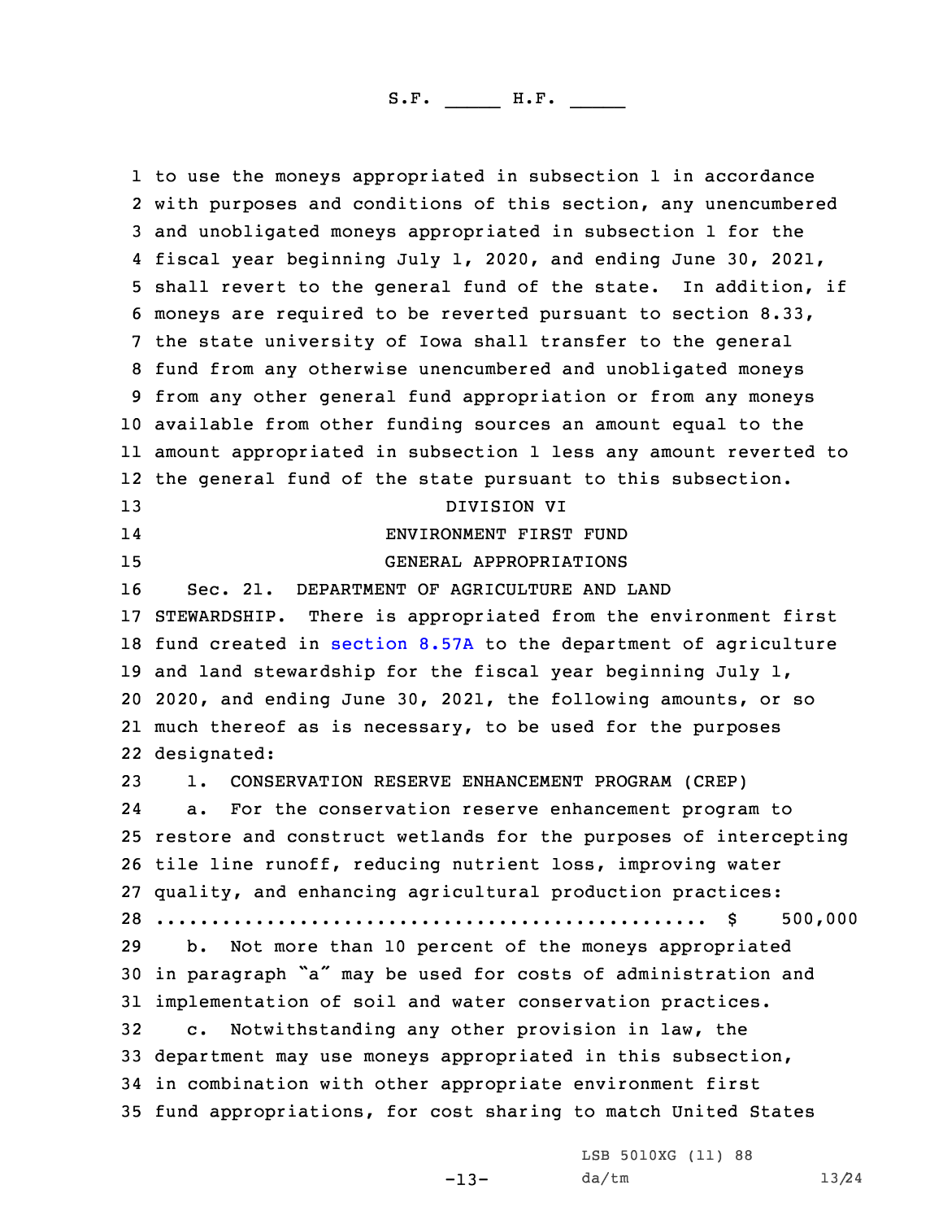to use the moneys appropriated in subsection 1 in accordance with purposes and conditions of this section, any unencumbered and unobligated moneys appropriated in subsection 1 for the fiscal year beginning July 1, 2020, and ending June 30, 2021, shall revert to the general fund of the state. In addition, if moneys are required to be reverted pursuant to section 8.33, the state university of Iowa shall transfer to the general fund from any otherwise unencumbered and unobligated moneys from any other general fund appropriation or from any moneys available from other funding sources an amount equal to the amount appropriated in subsection 1 less any amount reverted to the general fund of the state pursuant to this subsection.

DIVISION VI

ENVIRONMENT FIRST FUND

GENERAL APPROPRIATIONS

Sec. 21. DEPARTMENT OF AGRICULTURE AND LAND STEWARDSHIP. There is appropriated from the environment first fund created in section 8.57A to the department of agriculture and land stewardship for the fiscal year beginning July 1, 2020, and ending June 30, 2021, the following amounts, or so much thereof as is necessary, to be used for the purposes designated:

1. CONSERVATION RESERVE ENHANCEMENT PROGRAM (CREP)

a. For the conservation reserve enhancement program to restore and construct wetlands for the purposes of intercepting tile line runoff, reducing nutrient loss, improving water quality, and enhancing agricultural production practices:

.................................................. $ 500,000

b. Not more than 10 percent of the moneys appropriated in paragraph "a" may be used for costs of administration and implementation of soil and water conservation practices.

c. Notwithstanding any other provision in law, the department may use moneys appropriated in this subsection, in combination with other appropriate environment first fund appropriations, for cost sharing to match United States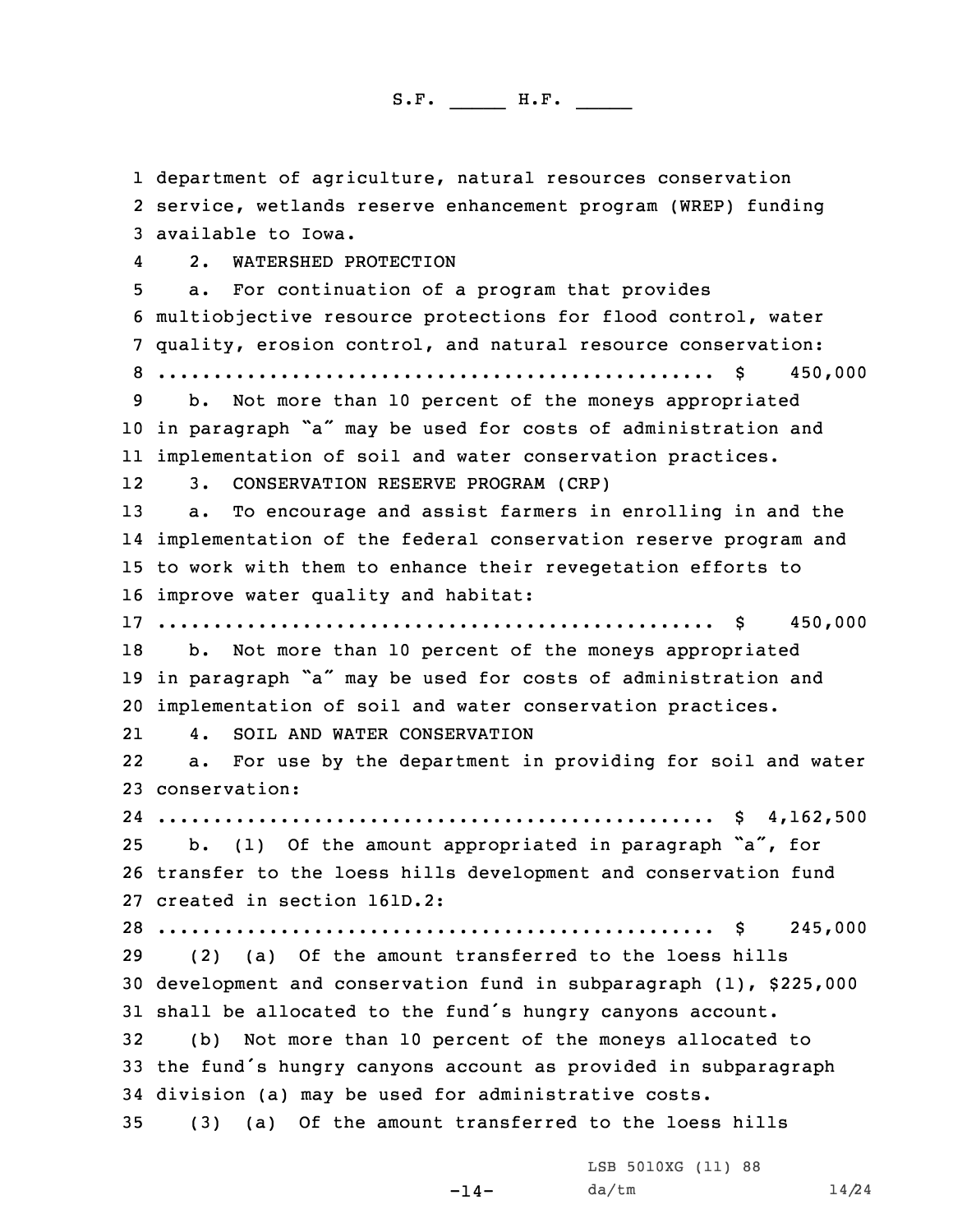department of agriculture, natural resources conservation service, wetlands reserve enhancement program (WREP) funding available to Iowa.

2. WATERSHED PROTECTION

a. For continuation of a program that provides multiobjective resource protections for flood control, water quality, erosion control, and natural resource conservation:
.................................................. $ 450,000

b. Not more than 10 percent of the moneys appropriated in paragraph "a" may be used for costs of administration and implementation of soil and water conservation practices.

3. CONSERVATION RESERVE PROGRAM (CRP)

a. To encourage and assist farmers in enrolling in and the implementation of the federal conservation reserve program and to work with them to enhance their revegetation efforts to improve water quality and habitat:
.................................................. $ 450,000

b. Not more than 10 percent of the moneys appropriated in paragraph "a" may be used for costs of administration and implementation of soil and water conservation practices.

4. SOIL AND WATER CONSERVATION

a. For use by the department in providing for soil and water conservation:
.................................................. $ 4,162,500

b. (1) Of the amount appropriated in paragraph "a", for transfer to the loess hills development and conservation fund created in section 161D.2:
.................................................. $ 245,000

(2) (a) Of the amount transferred to the loess hills development and conservation fund in subparagraph (1), $225,000 shall be allocated to the fund's hungry canyons account.

(b) Not more than 10 percent of the moneys allocated to the fund's hungry canyons account as provided in subparagraph division (a) may be used for administrative costs.

(3) (a) Of the amount transferred to the loess hills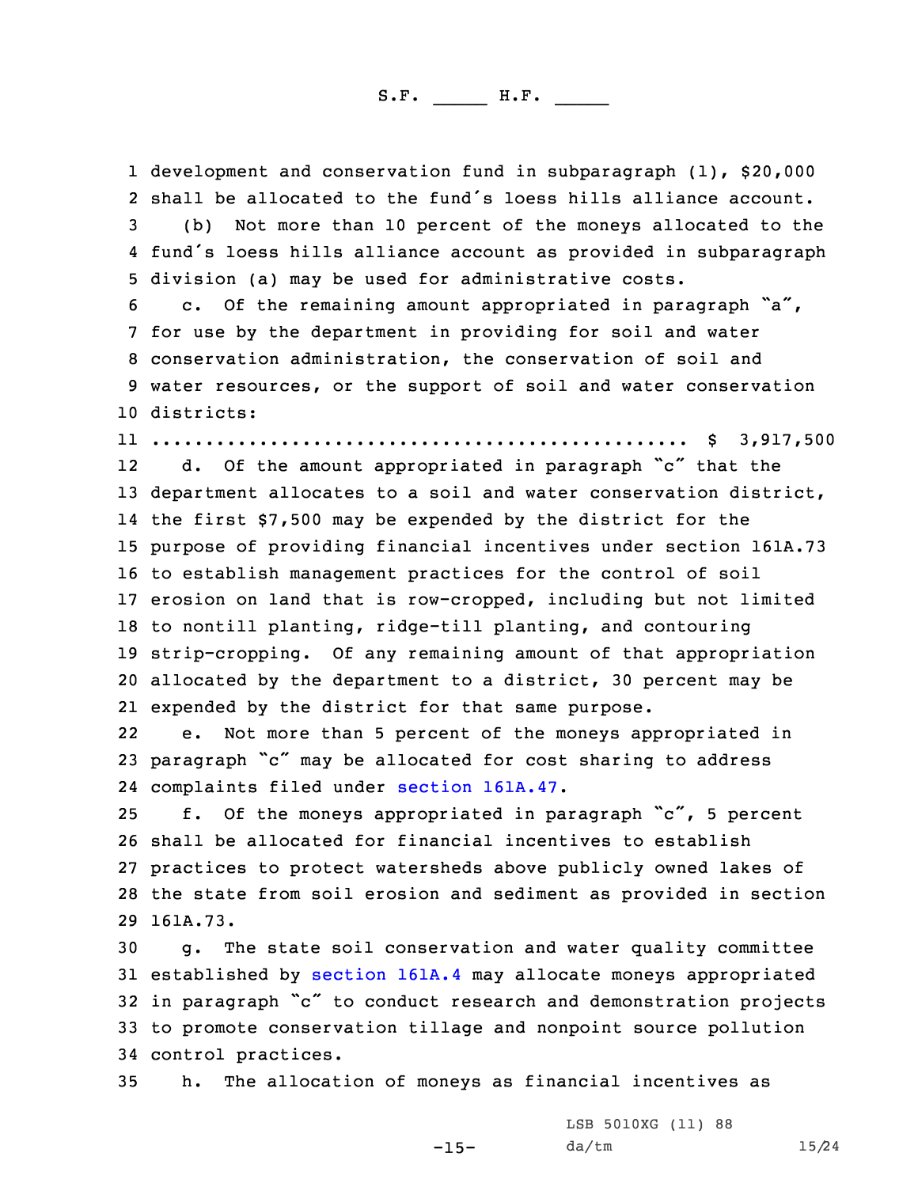development and conservation fund in subparagraph (1), $20,000 shall be allocated to the fund's loess hills alliance account.

(b) Not more than 10 percent of the moneys allocated to the fund's loess hills alliance account as provided in subparagraph division (a) may be used for administrative costs.

c. Of the remaining amount appropriated in paragraph "a", for use by the department in providing for soil and water conservation administration, the conservation of soil and water resources, or the support of soil and water conservation districts:

.................................................. $ 3,917,500

d. Of the amount appropriated in paragraph "c" that the department allocates to a soil and water conservation district, the first $7,500 may be expended by the district for the purpose of providing financial incentives under section 161A.73 to establish management practices for the control of soil erosion on land that is row-cropped, including but not limited to nontill planting, ridge-till planting, and contouring strip-cropping. Of any remaining amount of that appropriation allocated by the department to a district, 30 percent may be expended by the district for that same purpose.

e. Not more than 5 percent of the moneys appropriated in paragraph "c" may be allocated for cost sharing to address complaints filed under section 161A.47.

f. Of the moneys appropriated in paragraph "c", 5 percent shall be allocated for financial incentives to establish practices to protect watersheds above publicly owned lakes of the state from soil erosion and sediment as provided in section 161A.73.

g. The state soil conservation and water quality committee established by section 161A.4 may allocate moneys appropriated in paragraph "c" to conduct research and demonstration projects to promote conservation tillage and nonpoint source pollution control practices.

h. The allocation of moneys as financial incentives as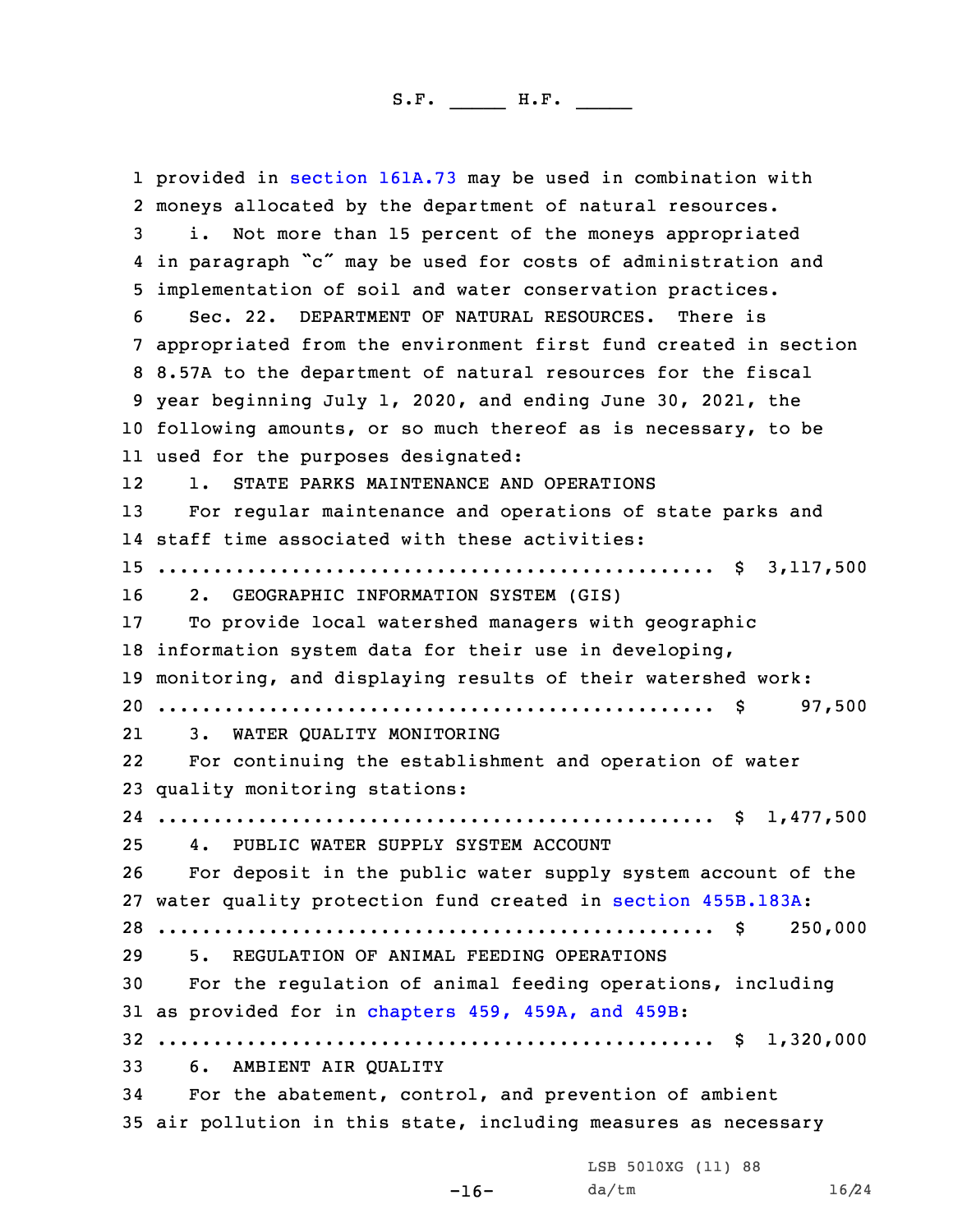provided in section 161A.73 may be used in combination with moneys allocated by the department of natural resources.

i. Not more than 15 percent of the moneys appropriated in paragraph "c" may be used for costs of administration and implementation of soil and water conservation practices.

Sec. 22. DEPARTMENT OF NATURAL RESOURCES. There is appropriated from the environment first fund created in section 8.57A to the department of natural resources for the fiscal year beginning July 1, 2020, and ending June 30, 2021, the following amounts, or so much thereof as is necessary, to be used for the purposes designated:

1. STATE PARKS MAINTENANCE AND OPERATIONS

For regular maintenance and operations of state parks and staff time associated with these activities:

.................................................. $ 3,117,500

2. GEOGRAPHIC INFORMATION SYSTEM (GIS)

To provide local watershed managers with geographic information system data for their use in developing, monitoring, and displaying results of their watershed work:

.................................................. $ 97,500

3. WATER QUALITY MONITORING

For continuing the establishment and operation of water quality monitoring stations:

.................................................. $ 1,477,500

4. PUBLIC WATER SUPPLY SYSTEM ACCOUNT

For deposit in the public water supply system account of the water quality protection fund created in section 455B.183A:

.................................................. $ 250,000

5. REGULATION OF ANIMAL FEEDING OPERATIONS

For the regulation of animal feeding operations, including as provided for in chapters 459, 459A, and 459B:

.................................................. $ 1,320,000

6. AMBIENT AIR QUALITY

For the abatement, control, and prevention of ambient air pollution in this state, including measures as necessary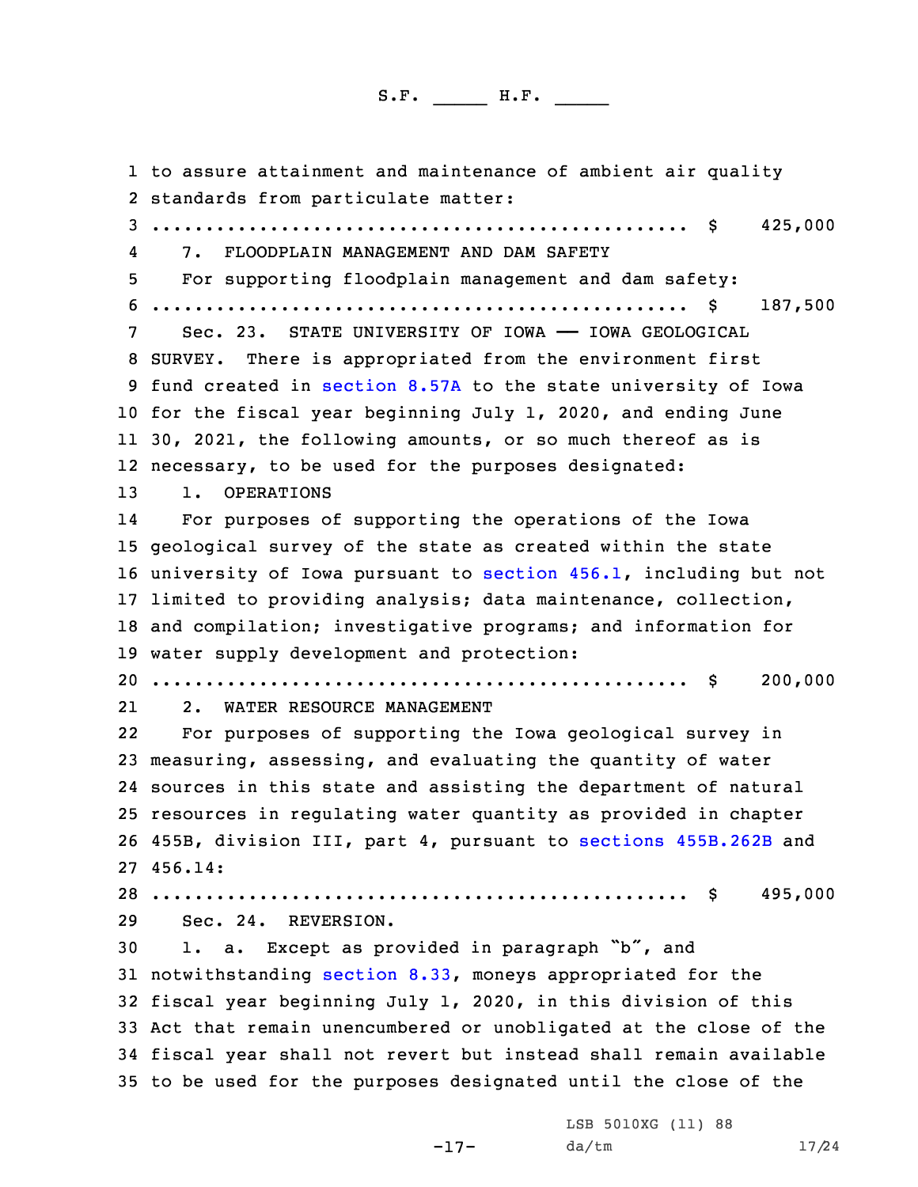to assure attainment and maintenance of ambient air quality standards from particulate matter:

.................................................. $ 425,000

7. FLOODPLAIN MANAGEMENT AND DAM SAFETY

For supporting floodplain management and dam safety:

.................................................. $ 187,500

Sec. 23. STATE UNIVERSITY OF IOWA —— IOWA GEOLOGICAL SURVEY. There is appropriated from the environment first fund created in section 8.57A to the state university of Iowa for the fiscal year beginning July 1, 2020, and ending June 30, 2021, the following amounts, or so much thereof as is necessary, to be used for the purposes designated:

1. OPERATIONS

For purposes of supporting the operations of the Iowa geological survey of the state as created within the state university of Iowa pursuant to section 456.1, including but not limited to providing analysis; data maintenance, collection, and compilation; investigative programs; and information for water supply development and protection:

.................................................. $ 200,000

2. WATER RESOURCE MANAGEMENT

For purposes of supporting the Iowa geological survey in measuring, assessing, and evaluating the quantity of water sources in this state and assisting the department of natural resources in regulating water quantity as provided in chapter 455B, division III, part 4, pursuant to sections 455B.262B and 456.14:

.................................................. $ 495,000

Sec. 24. REVERSION.

1. a. Except as provided in paragraph "b", and notwithstanding section 8.33, moneys appropriated for the fiscal year beginning July 1, 2020, in this division of this Act that remain unencumbered or unobligated at the close of the fiscal year shall not revert but instead shall remain available to be used for the purposes designated until the close of the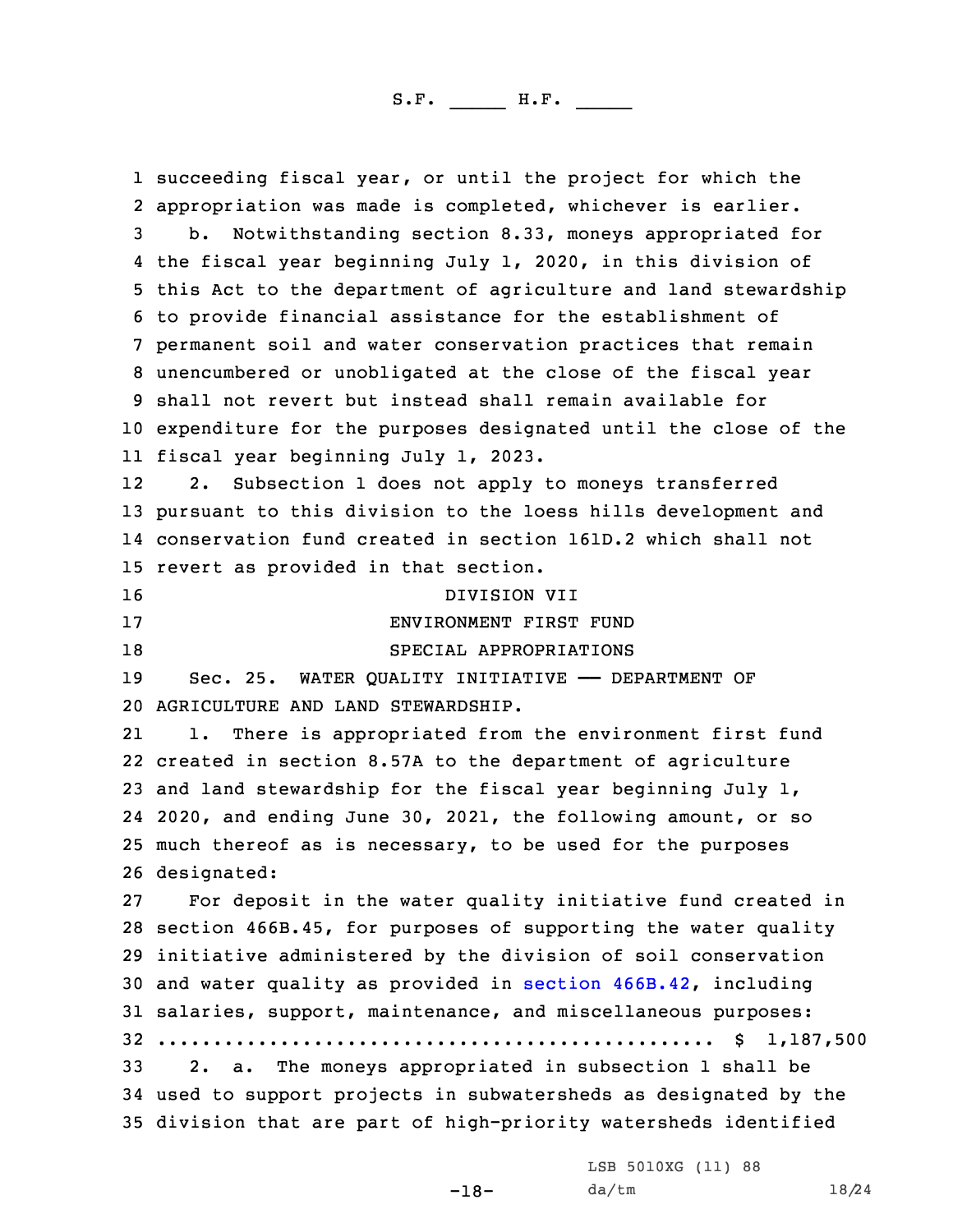succeeding fiscal year, or until the project for which the appropriation was made is completed, whichever is earlier.

b. Notwithstanding section 8.33, moneys appropriated for the fiscal year beginning July 1, 2020, in this division of this Act to the department of agriculture and land stewardship to provide financial assistance for the establishment of permanent soil and water conservation practices that remain unencumbered or unobligated at the close of the fiscal year shall not revert but instead shall remain available for expenditure for the purposes designated until the close of the fiscal year beginning July 1, 2023.

2. Subsection 1 does not apply to moneys transferred pursuant to this division to the loess hills development and conservation fund created in section 161D.2 which shall not revert as provided in that section.

DIVISION VII

ENVIRONMENT FIRST FUND

SPECIAL APPROPRIATIONS

Sec. 25. WATER QUALITY INITIATIVE —— DEPARTMENT OF AGRICULTURE AND LAND STEWARDSHIP.

1. There is appropriated from the environment first fund created in section 8.57A to the department of agriculture and land stewardship for the fiscal year beginning July 1, 2020, and ending June 30, 2021, the following amount, or so much thereof as is necessary, to be used for the purposes designated:

For deposit in the water quality initiative fund created in section 466B.45, for purposes of supporting the water quality initiative administered by the division of soil conservation and water quality as provided in section 466B.42, including salaries, support, maintenance, and miscellaneous purposes:

.................................................. $ 1,187,500

2. a. The moneys appropriated in subsection 1 shall be used to support projects in subwatersheds as designated by the division that are part of high-priority watersheds identified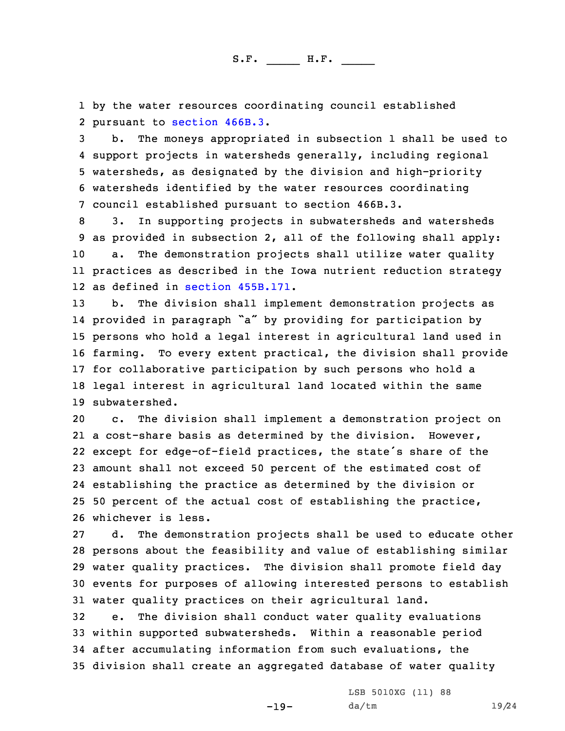by the water resources coordinating council established pursuant to section 466B.3.

b. The moneys appropriated in subsection 1 shall be used to support projects in watersheds generally, including regional watersheds, as designated by the division and high-priority watersheds identified by the water resources coordinating council established pursuant to section 466B.3.

3. In supporting projects in subwatersheds and watersheds as provided in subsection 2, all of the following shall apply:

a. The demonstration projects shall utilize water quality practices as described in the Iowa nutrient reduction strategy as defined in section 455B.171.

b. The division shall implement demonstration projects as provided in paragraph "a" by providing for participation by persons who hold a legal interest in agricultural land used in farming. To every extent practical, the division shall provide for collaborative participation by such persons who hold a legal interest in agricultural land located within the same subwatershed.

c. The division shall implement a demonstration project on a cost-share basis as determined by the division. However, except for edge-of-field practices, the state's share of the amount shall not exceed 50 percent of the estimated cost of establishing the practice as determined by the division or 50 percent of the actual cost of establishing the practice, whichever is less.

d. The demonstration projects shall be used to educate other persons about the feasibility and value of establishing similar water quality practices. The division shall promote field day events for purposes of allowing interested persons to establish water quality practices on their agricultural land.

e. The division shall conduct water quality evaluations within supported subwatersheds. Within a reasonable period after accumulating information from such evaluations, the division shall create an aggregated database of water quality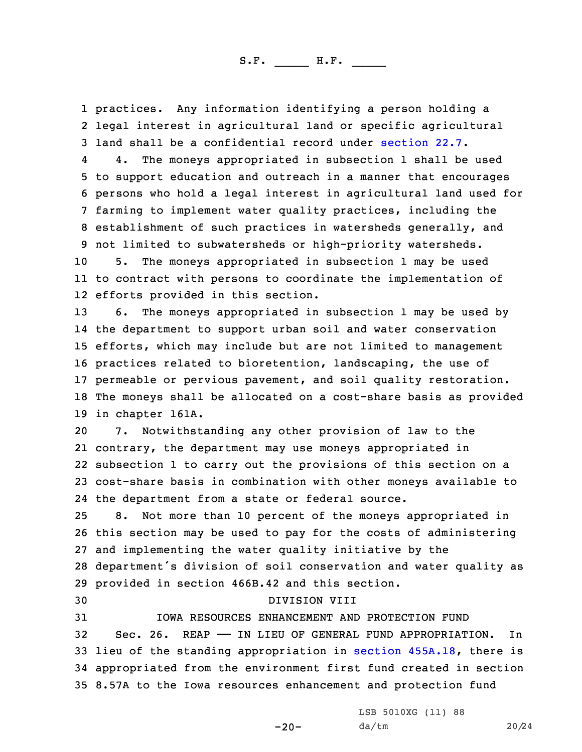practices. Any information identifying a person holding a legal interest in agricultural land or specific agricultural land shall be a confidential record under section 22.7.

4. The moneys appropriated in subsection 1 shall be used to support education and outreach in a manner that encourages persons who hold a legal interest in agricultural land used for farming to implement water quality practices, including the establishment of such practices in watersheds generally, and not limited to subwatersheds or high-priority watersheds.

5. The moneys appropriated in subsection 1 may be used to contract with persons to coordinate the implementation of efforts provided in this section.

6. The moneys appropriated in subsection 1 may be used by the department to support urban soil and water conservation efforts, which may include but are not limited to management practices related to bioretention, landscaping, the use of permeable or pervious pavement, and soil quality restoration. The moneys shall be allocated on a cost-share basis as provided in chapter 161A.

7. Notwithstanding any other provision of law to the contrary, the department may use moneys appropriated in subsection 1 to carry out the provisions of this section on a cost-share basis in combination with other moneys available to the department from a state or federal source.

8. Not more than 10 percent of the moneys appropriated in this section may be used to pay for the costs of administering and implementing the water quality initiative by the department's division of soil conservation and water quality as provided in section 466B.42 and this section.

DIVISION VIII

IOWA RESOURCES ENHANCEMENT AND PROTECTION FUND

Sec. 26. REAP —— IN LIEU OF GENERAL FUND APPROPRIATION. In lieu of the standing appropriation in section 455A.18, there is appropriated from the environment first fund created in section 8.57A to the Iowa resources enhancement and protection fund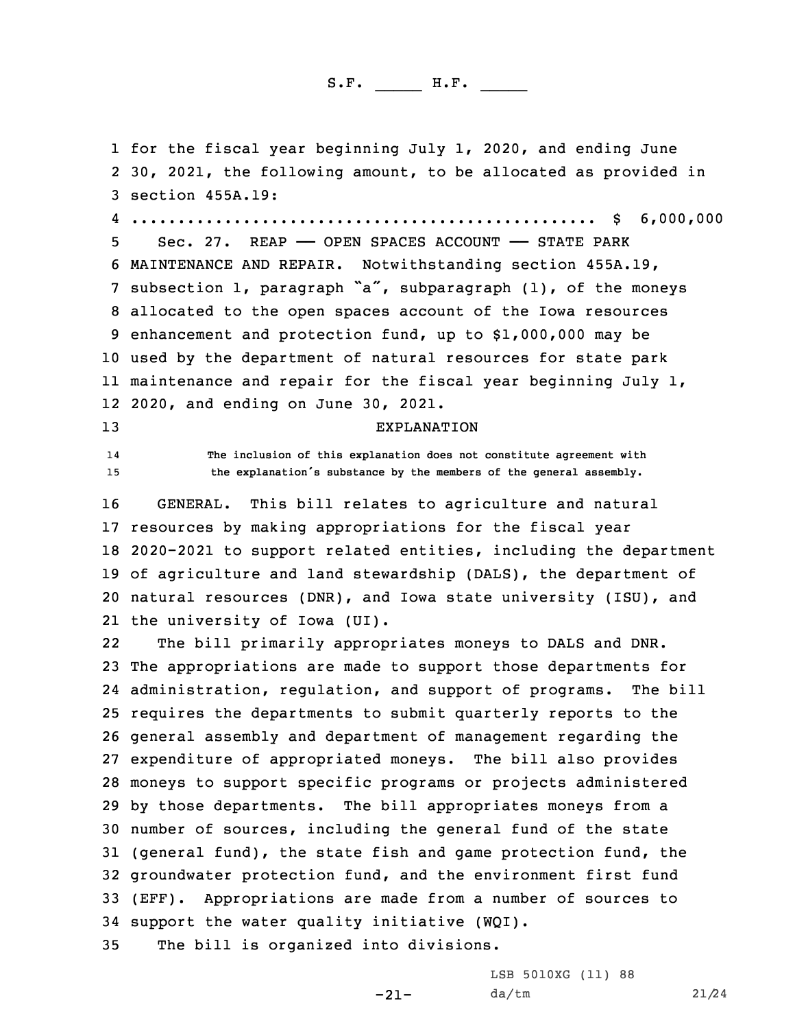for the fiscal year beginning July 1, 2020, and ending June 30, 2021, the following amount, to be allocated as provided in section 455A.19:

.................................................. $ 6,000,000

Sec. 27. REAP — OPEN SPACES ACCOUNT — STATE PARK MAINTENANCE AND REPAIR. Notwithstanding section 455A.19, subsection 1, paragraph "a", subparagraph (1), of the moneys allocated to the open spaces account of the Iowa resources enhancement and protection fund, up to $1,000,000 may be used by the department of natural resources for state park maintenance and repair for the fiscal year beginning July 1, 2020, and ending on June 30, 2021.

EXPLANATION

The inclusion of this explanation does not constitute agreement with the explanation's substance by the members of the general assembly.

GENERAL. This bill relates to agriculture and natural resources by making appropriations for the fiscal year 2020-2021 to support related entities, including the department of agriculture and land stewardship (DALS), the department of natural resources (DNR), and Iowa state university (ISU), and the university of Iowa (UI).

The bill primarily appropriates moneys to DALS and DNR. The appropriations are made to support those departments for administration, regulation, and support of programs. The bill requires the departments to submit quarterly reports to the general assembly and department of management regarding the expenditure of appropriated moneys. The bill also provides moneys to support specific programs or projects administered by those departments. The bill appropriates moneys from a number of sources, including the general fund of the state (general fund), the state fish and game protection fund, the groundwater protection fund, and the environment first fund (EFF). Appropriations are made from a number of sources to support the water quality initiative (WQI).

The bill is organized into divisions.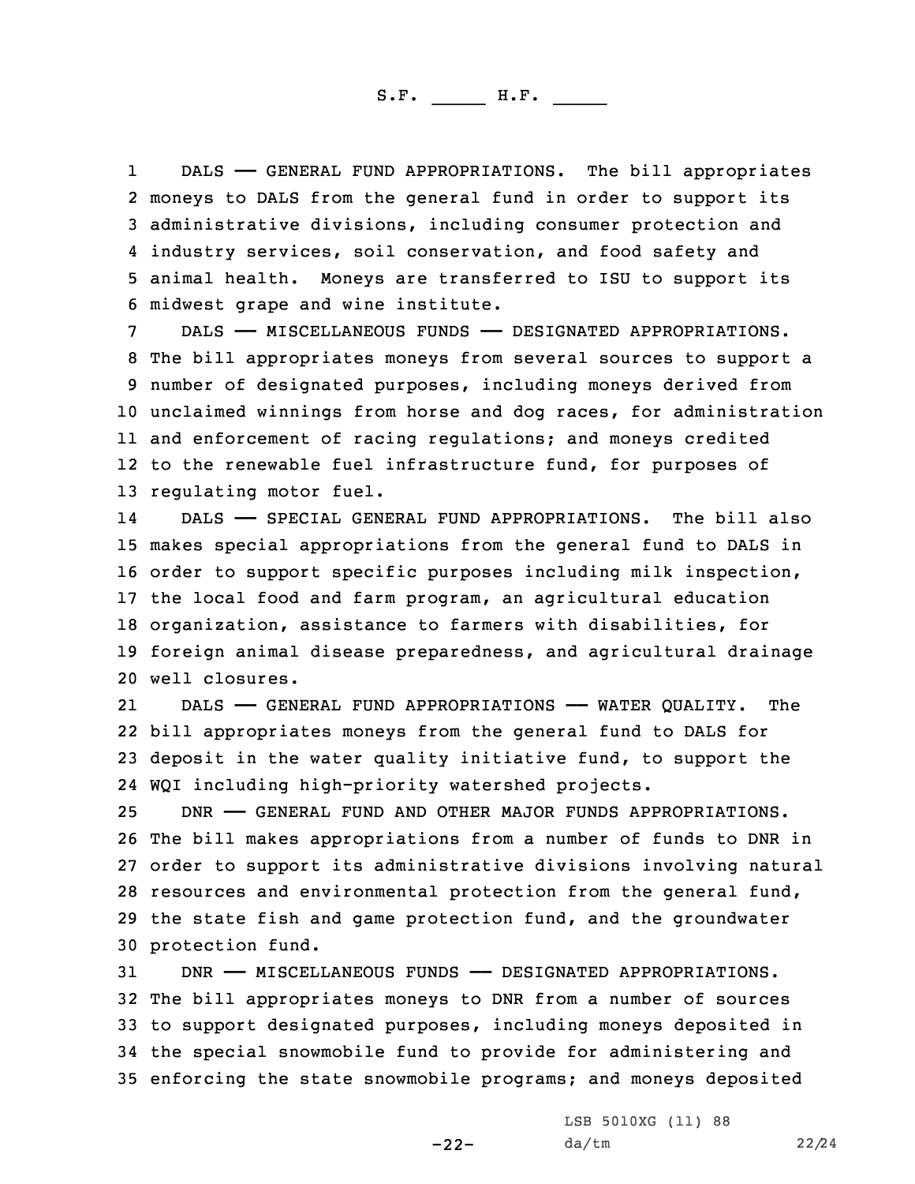DALS —— GENERAL FUND APPROPRIATIONS. The bill appropriates moneys to DALS from the general fund in order to support its administrative divisions, including consumer protection and industry services, soil conservation, and food safety and animal health. Moneys are transferred to ISU to support its midwest grape and wine institute.

DALS —— MISCELLANEOUS FUNDS —— DESIGNATED APPROPRIATIONS. The bill appropriates moneys from several sources to support a number of designated purposes, including moneys derived from unclaimed winnings from horse and dog races, for administration and enforcement of racing regulations; and moneys credited to the renewable fuel infrastructure fund, for purposes of regulating motor fuel.

DALS —— SPECIAL GENERAL FUND APPROPRIATIONS. The bill also makes special appropriations from the general fund to DALS in order to support specific purposes including milk inspection, the local food and farm program, an agricultural education organization, assistance to farmers with disabilities, for foreign animal disease preparedness, and agricultural drainage well closures.

DALS —— GENERAL FUND APPROPRIATIONS —— WATER QUALITY. The bill appropriates moneys from the general fund to DALS for deposit in the water quality initiative fund, to support the WQI including high-priority watershed projects.

DNR —— GENERAL FUND AND OTHER MAJOR FUNDS APPROPRIATIONS. The bill makes appropriations from a number of funds to DNR in order to support its administrative divisions involving natural resources and environmental protection from the general fund, the state fish and game protection fund, and the groundwater protection fund.

DNR —— MISCELLANEOUS FUNDS —— DESIGNATED APPROPRIATIONS. The bill appropriates moneys to DNR from a number of sources to support designated purposes, including moneys deposited in the special snowmobile fund to provide for administering and enforcing the state snowmobile programs; and moneys deposited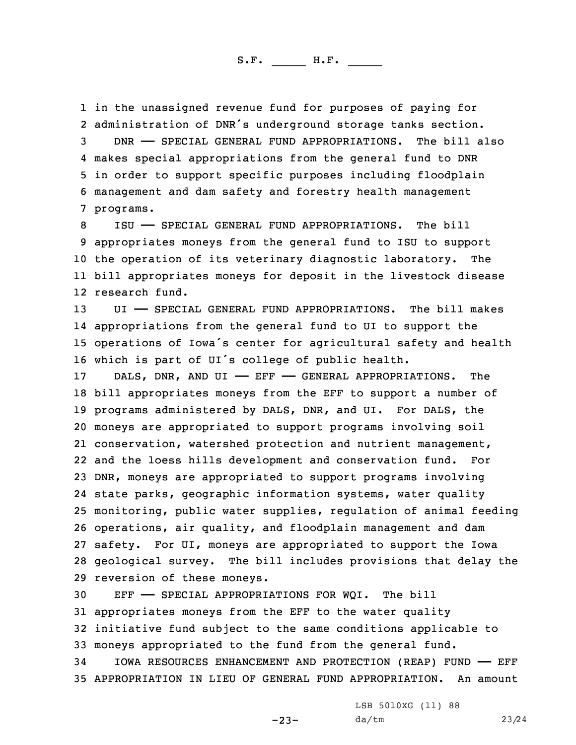in the unassigned revenue fund for purposes of paying for administration of DNR's underground storage tanks section.

DNR —— SPECIAL GENERAL FUND APPROPRIATIONS. The bill also makes special appropriations from the general fund to DNR in order to support specific purposes including floodplain management and dam safety and forestry health management programs.

ISU —— SPECIAL GENERAL FUND APPROPRIATIONS. The bill appropriates moneys from the general fund to ISU to support the operation of its veterinary diagnostic laboratory. The bill appropriates moneys for deposit in the livestock disease research fund.

UI —— SPECIAL GENERAL FUND APPROPRIATIONS. The bill makes appropriations from the general fund to UI to support the operations of Iowa's center for agricultural safety and health which is part of UI's college of public health.

DALS, DNR, AND UI —— EFF —— GENERAL APPROPRIATIONS. The bill appropriates moneys from the EFF to support a number of programs administered by DALS, DNR, and UI. For DALS, the moneys are appropriated to support programs involving soil conservation, watershed protection and nutrient management, and the loess hills development and conservation fund. For DNR, moneys are appropriated to support programs involving state parks, geographic information systems, water quality monitoring, public water supplies, regulation of animal feeding operations, air quality, and floodplain management and dam safety. For UI, moneys are appropriated to support the Iowa geological survey. The bill includes provisions that delay the reversion of these moneys.

EFF —— SPECIAL APPROPRIATIONS FOR WQI. The bill appropriates moneys from the EFF to the water quality initiative fund subject to the same conditions applicable to moneys appropriated to the fund from the general fund.

IOWA RESOURCES ENHANCEMENT AND PROTECTION (REAP) FUND —— EFF APPROPRIATION IN LIEU OF GENERAL FUND APPROPRIATION. An amount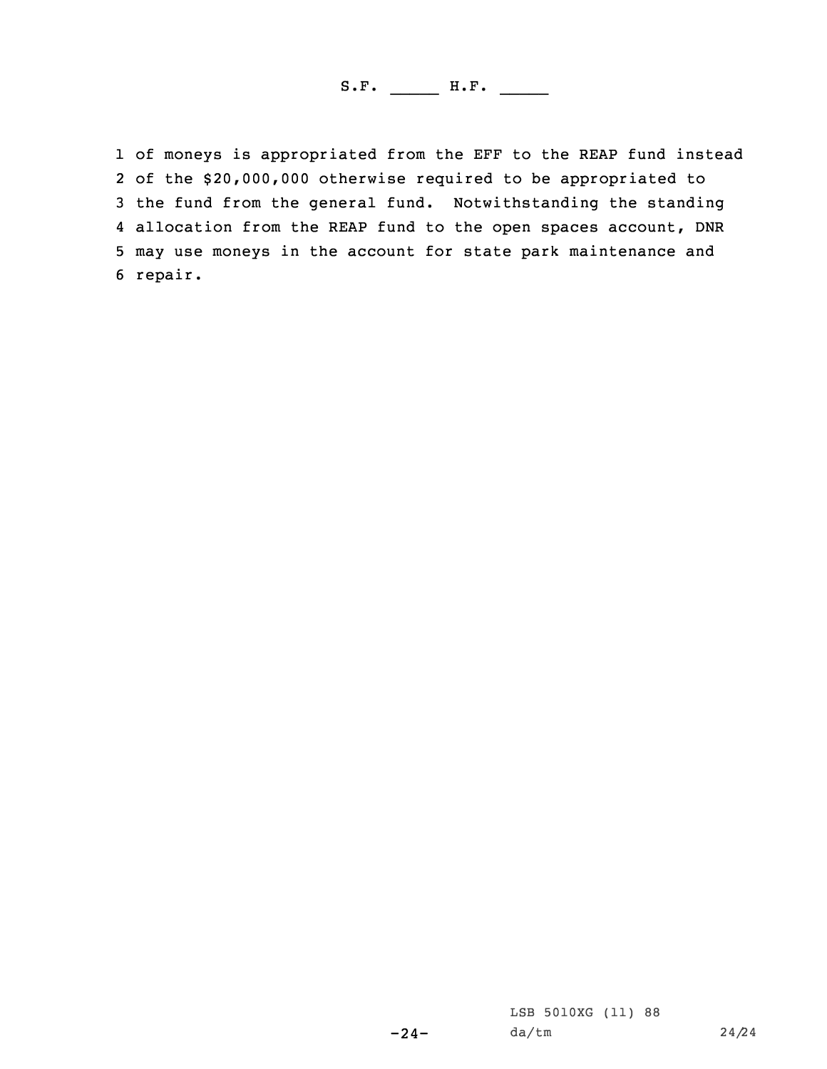of moneys is appropriated from the EFF to the REAP fund instead of the $20,000,000 otherwise required to be appropriated to the fund from the general fund. Notwithstanding the standing allocation from the REAP fund to the open spaces account, DNR may use moneys in the account for state park maintenance and repair.